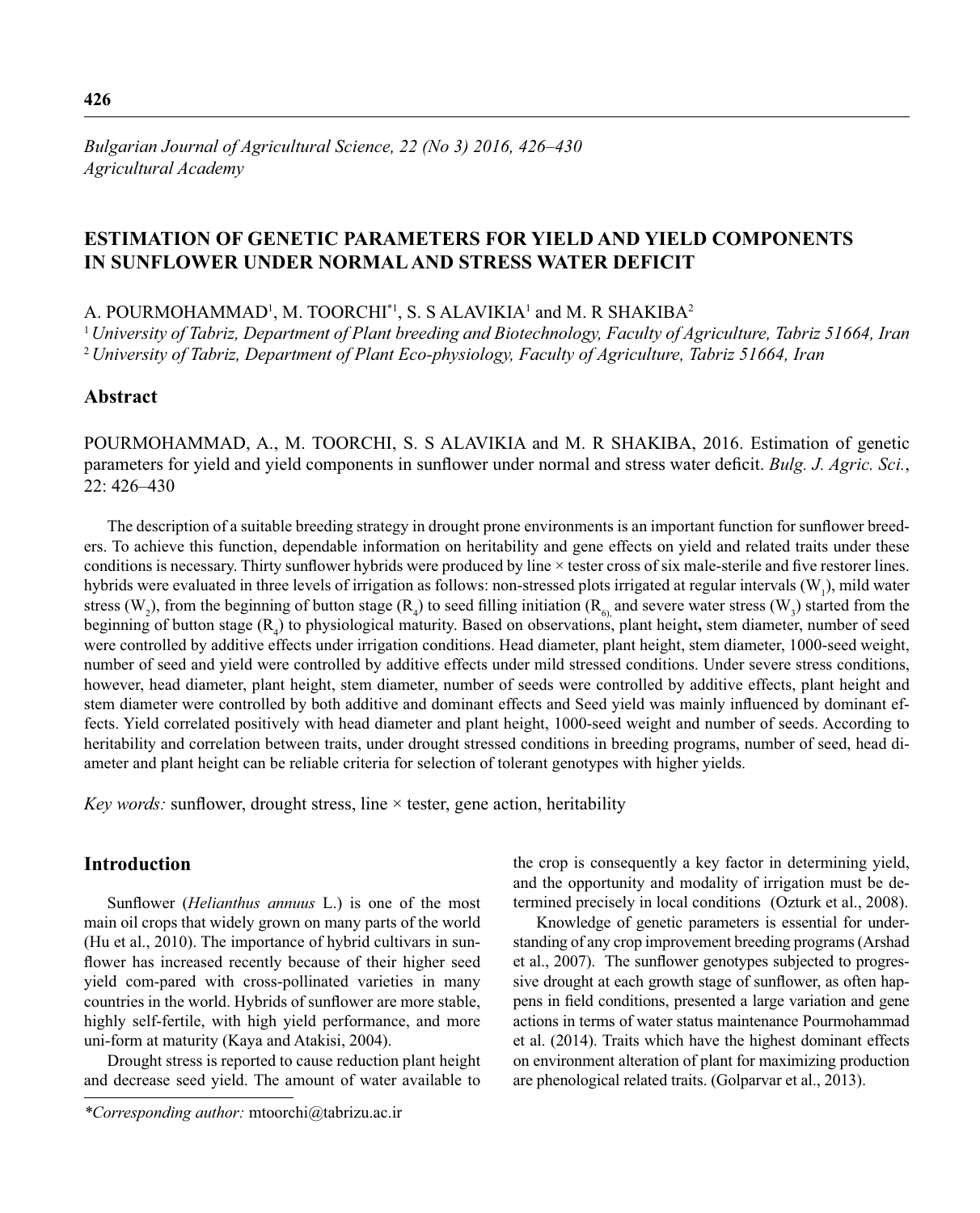*Bulgarian Journal of Agricultural Science, 22 (No 3) 2016, 426–430*
*Agricultural Academy*

# ESTIMATION OF GENETIC PARAMETERS FOR YIELD AND YIELD COMPONENTS IN SUNFLOWER UNDER NORMAL AND STRESS WATER DEFICIT

A. POURMOHAMMAD[1], M. TOORCHI[*1], S. S ALAVIKIA[1] and M. R SHAKIBA[2]

[1] *University of Tabriz, Department of Plant breeding and Biotechnology, Faculty of Agriculture, Tabriz 51664, Iran*
[2] *University of Tabriz, Department of Plant Eco-physiology, Faculty of Agriculture, Tabriz 51664, Iran*

## Abstract

POURMOHAMMAD, A., M. TOORCHI, S. S ALAVIKIA and M. R SHAKIBA, 2016. Estimation of genetic parameters for yield and yield components in sunflower under normal and stress water deficit. *Bulg. J. Agric. Sci.*, 22: 426–430

The description of a suitable breeding strategy in drought prone environments is an important function for sunflower breeders. To achieve this function, dependable information on heritability and gene effects on yield and related traits under these conditions is necessary. Thirty sunflower hybrids were produced by line × tester cross of six male-sterile and five restorer lines. hybrids were evaluated in three levels of irrigation as follows: non-stressed plots irrigated at regular intervals ($W_1$), mild water stress ($W_2$), from the beginning of button stage ($R_4$) to seed filling initiation ($R_6$), and severe water stress ($W_3$) started from the beginning of button stage ($R_4$) to physiological maturity. Based on observations, plant height**,** stem diameter, number of seed were controlled by additive effects under irrigation conditions. Head diameter, plant height, stem diameter, 1000-seed weight, number of seed and yield were controlled by additive effects under mild stressed conditions. Under severe stress conditions, however, head diameter, plant height, stem diameter, number of seeds were controlled by additive effects, plant height and stem diameter were controlled by both additive and dominant effects and Seed yield was mainly influenced by dominant effects. Yield correlated positively with head diameter and plant height, 1000-seed weight and number of seeds. According to heritability and correlation between traits, under drought stressed conditions in breeding programs, number of seed, head diameter and plant height can be reliable criteria for selection of tolerant genotypes with higher yields.

*Key words:* sunflower, drought stress, line × tester, gene action, heritability

## Introduction

Sunflower (*Helianthus annuus* L.) is one of the most main oil crops that widely grown on many parts of the world (Hu et al., 2010). The importance of hybrid cultivars in sunflower has increased recently because of their higher seed yield com-pared with cross-pollinated varieties in many countries in the world. Hybrids of sunflower are more stable, highly self-fertile, with high yield performance, and more uni-form at maturity (Kaya and Atakisi, 2004).

Drought stress is reported to cause reduction plant height and decrease seed yield. The amount of water available to the crop is consequently a key factor in determining yield, and the opportunity and modality of irrigation must be determined precisely in local conditions (Ozturk et al., 2008).

Knowledge of genetic parameters is essential for understanding of any crop improvement breeding programs (Arshad et al., 2007). The sunflower genotypes subjected to progressive drought at each growth stage of sunflower, as often happens in field conditions, presented a large variation and gene actions in terms of water status maintenance Pourmohammad et al. (2014). Traits which have the highest dominant effects on environment alteration of plant for maximizing production are phenological related traits. (Golparvar et al., 2013).

*\*Corresponding author:* mtoorchi@tabrizu.ac.ir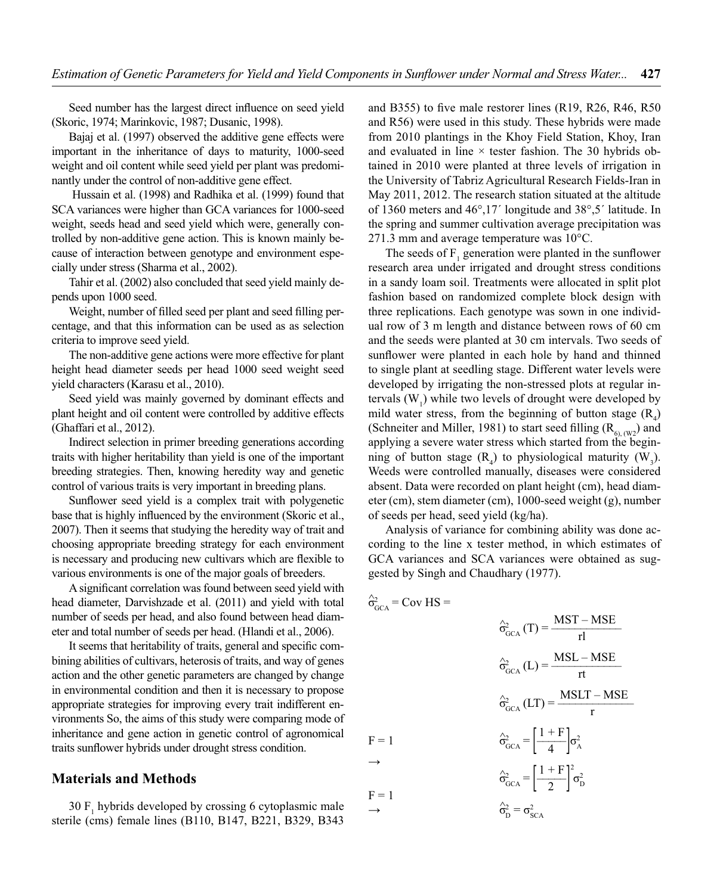Seed number has the largest direct influence on seed yield (Skoric, 1974; Marinkovic, 1987; Dusanic, 1998).

Bajaj et al. (1997) observed the additive gene effects were important in the inheritance of days to maturity, 1000-seed weight and oil content while seed yield per plant was predominantly under the control of non-additive gene effect.

Hussain et al. (1998) and Radhika et al. (1999) found that SCA variances were higher than GCA variances for 1000-seed weight, seeds head and seed yield which were, generally controlled by non-additive gene action. This is known mainly because of interaction between genotype and environment especially under stress (Sharma et al., 2002).

Tahir et al. (2002) also concluded that seed yield mainly depends upon 1000 seed.

Weight, number of filled seed per plant and seed filling percentage, and that this information can be used as as selection criteria to improve seed yield.

The non-additive gene actions were more effective for plant height head diameter seeds per head 1000 seed weight seed yield characters (Karasu et al., 2010).

Seed yield was mainly governed by dominant effects and plant height and oil content were controlled by additive effects (Ghaffari et al., 2012).

Indirect selection in primer breeding generations according traits with higher heritability than yield is one of the important breeding strategies. Then, knowing heredity way and genetic control of various traits is very important in breeding plans.

Sunflower seed yield is a complex trait with polygenetic base that is highly influenced by the environment (Skoric et al., 2007). Then it seems that studying the heredity way of trait and choosing appropriate breeding strategy for each environment is necessary and producing new cultivars which are flexible to various environments is one of the major goals of breeders.

A significant correlation was found between seed yield with head diameter, Darvishzade et al. (2011) and yield with total number of seeds per head, and also found between head diameter and total number of seeds per head. (Hlandi et al., 2006).

It seems that heritability of traits, general and specific combining abilities of cultivars, heterosis of traits, and way of genes action and the other genetic parameters are changed by change in environmental condition and then it is necessary to propose appropriate strategies for improving every trait indifferent environments So, the aims of this study were comparing mode of inheritance and gene action in genetic control of agronomical traits sunflower hybrids under drought stress condition.

## Materials and Methods

30 $F_1$ hybrids developed by crossing 6 cytoplasmic male sterile (cms) female lines (B110, B147, B221, B329, B343 and B355) to five male restorer lines (R19, R26, R46, R50 and R56) were used in this study. These hybrids were made from 2010 plantings in the Khoy Field Station, Khoy, Iran and evaluated in line × tester fashion. The 30 hybrids obtained in 2010 were planted at three levels of irrigation in the University of Tabriz Agricultural Research Fields-Iran in May 2011, 2012. The research station situated at the altitude of 1360 meters and 46°,17´ longitude and 38°,5´ latitude. In the spring and summer cultivation average precipitation was 271.3 mm and average temperature was 10°C.

The seeds of $F_1$ generation were planted in the sunflower research area under irrigated and drought stress conditions in a sandy loam soil. Treatments were allocated in split plot fashion based on randomized complete block design with three replications. Each genotype was sown in one individual row of 3 m length and distance between rows of 60 cm and the seeds were planted at 30 cm intervals. Two seeds of sunflower were planted in each hole by hand and thinned to single plant at seedling stage. Different water levels were developed by irrigating the non-stressed plots at regular intervals ($W_1$) while two levels of drought were developed by mild water stress, from the beginning of button stage ($R_4$) (Schneiter and Miller, 1981) to start seed filling ($R_{6), (W2}$) and applying a severe water stress which started from the beginning of button stage ($R_4$) to physiological maturity ($W_3$). Weeds were controlled manually, diseases were considered absent. Data were recorded on plant height (cm), head diameter (cm), stem diameter (cm), 1000-seed weight (g), number of seeds per head, seed yield (kg/ha).

Analysis of variance for combining ability was done according to the line x tester method, in which estimates of GCA variances and SCA variances were obtained as suggested by Singh and Chaudhary (1977).

$$\hat{\sigma}^2_{GCA} = \text{Cov HS} =$$

$$\hat{\sigma}^2_{GCA}(T) = \frac{MST - MSE}{rl}$$

$$\hat{\sigma}^2_{GCA}(L) = \frac{MSL - MSE}{rt}$$

$$\hat{\sigma}^2_{GCA}(LT) = \frac{MSLT - MSE}{r}$$

$$F = 1 \quad \hat{\sigma}^2_{GCA} = \left[\frac{1+F}{4}\right]\sigma^2_A$$

$$\rightarrow \quad \hat{\sigma}^2_{GCA} = \left[\frac{1+F}{2}\right]^2\sigma^2_D$$

$$F = 1 \rightarrow \quad \hat{\sigma}^2_D = \sigma^2_{SCA}$$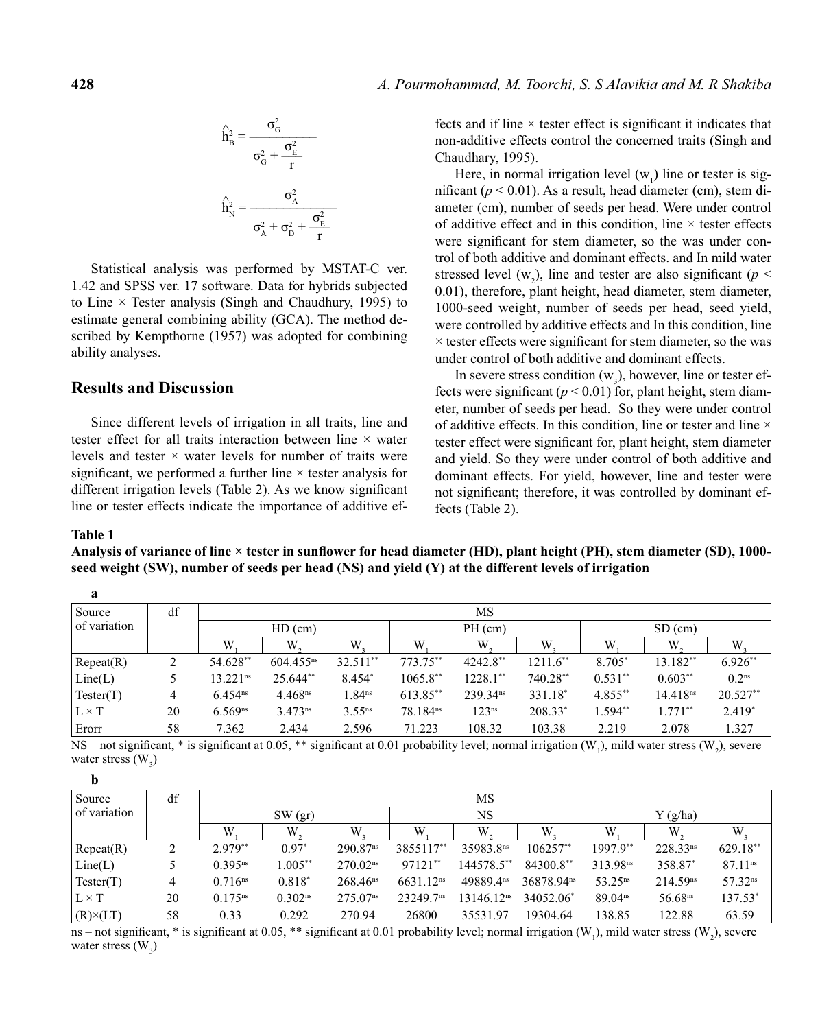$$\hat{h}^2_B = \frac{\sigma^2_G}{\sigma^2_G + \frac{\sigma^2_E}{r}}$$

$$\hat{h}^2_N = \frac{\sigma^2_A}{\sigma^2_A + \sigma^2_D + \frac{\sigma^2_E}{r}}$$

Statistical analysis was performed by MSTAT-C ver. 1.42 and SPSS ver. 17 software. Data for hybrids subjected to Line × Tester analysis (Singh and Chaudhury, 1995) to estimate general combining ability (GCA). The method described by Kempthorne (1957) was adopted for combining ability analyses.

## Results and Discussion

Since different levels of irrigation in all traits, line and tester effect for all traits interaction between line × water levels and tester × water levels for number of traits were significant, we performed a further line × tester analysis for different irrigation levels (Table 2). As we know significant line or tester effects indicate the importance of additive effects and if line × tester effect is significant it indicates that non-additive effects control the concerned traits (Singh and Chaudhary, 1995).

Here, in normal irrigation level ($w_1$) line or tester is significant ($p < 0.01$). As a result, head diameter (cm), stem diameter (cm), number of seeds per head. Were under control of additive effect and in this condition, line × tester effects were significant for stem diameter, so the was under control of both additive and dominant effects. and In mild water stressed level ($w_2$), line and tester are also significant ($p < 0.01$), therefore, plant height, head diameter, stem diameter, 1000-seed weight, number of seeds per head, seed yield, were controlled by additive effects and In this condition, line × tester effects were significant for stem diameter, so the was under control of both additive and dominant effects.

In severe stress condition ($w_3$), however, line or tester effects were significant ($p < 0.01$) for, plant height, stem diameter, number of seeds per head. So they were under control of additive effects. In this condition, line or tester and line × tester effect were significant for, plant height, stem diameter and yield. So they were under control of both additive and dominant effects. For yield, however, line and tester were not significant; therefore, it was controlled by dominant effects (Table 2).

**Table 1**

**Analysis of variance of line × tester in sunflower for head diameter (HD), plant height (PH), stem diameter (SD), 1000-seed weight (SW), number of seeds per head (NS) and yield (Y) at the different levels of irrigation**

**a**

| Source of variation | df | MS | | | | | | | | |
|---|---|---|---|---|---|---|---|---|---|---|
| | | HD (cm) | | | PH (cm) | | | SD (cm) | | |
| | | $W_1$ | $W_2$ | $W_3$ | $W_1$ | $W_2$ | $W_3$ | $W_1$ | $W_2$ | $W_3$ |
| Repeat(R) | 2 | 54.628** | 604.455ns | 32.511** | 773.75** | 4242.8** | 1211.6** | 8.705* | 13.182** | 6.926** |
| Line(L) | 5 | 13.221ns | 25.644** | 8.454* | 1065.8** | 1228.1** | 740.28** | 0.531** | 0.603** | 0.2ns |
| Tester(T) | 4 | 6.454ns | 4.468ns | 1.84ns | 613.85** | 239.34ns | 331.18* | 4.855** | 14.418ns | 20.527** |
| L × T | 20 | 6.569ns | 3.473ns | 3.55ns | 78.184ns | 123ns | 208.33* | 1.594** | 1.771** | 2.419* |
| Erorr | 58 | 7.362 | 2.434 | 2.596 | 71.223 | 108.32 | 103.38 | 2.219 | 2.078 | 1.327 |

NS – not significant, * is significant at 0.05, ** significant at 0.01 probability level; normal irrigation ($W_1$), mild water stress ($W_2$), severe water stress ($W_3$)

**b**

| Source of variation | df | MS | | | | | | | | |
|---|---|---|---|---|---|---|---|---|---|---|
| | | SW (gr) | | | NS | | | Y (g/ha) | | |
| | | $W_1$ | $W_2$ | $W_3$ | $W_1$ | $W_2$ | $W_3$ | $W_1$ | $W_2$ | $W_3$ |
| Repeat(R) | 2 | 2.979** | 0.97* | 290.83ns | 3855117** | 35983.8ns | 106257** | 1997.9** | 228.33ns | 629.18** |
| Line(L) | 5 | 0.395ns | 1.005** | 270.02ns | 97121** | 144578.5** | 84300.8** | 313.98ns | 358.87* | 87.11ns |
| Tester(T) | 4 | 0.716ns | 0.818* | 268.46ns | 6631.12ns | 49889.4ns | 36878.94ns | 53.25ns | 214.59ns | 57.32ns |
| L × T | 20 | 0.175ns | 0.302ns | 275.07ns | 23249.7ns | 13146.12ns | 34052.06* | 89.04ns | 56.68ns | 137.53* |
| (R)×(LT) | 58 | 0.33 | 0.292 | 270.94 | 26800 | 35531.97 | 19304.64 | 138.85 | 122.88 | 63.59 |

ns – not significant, * is significant at 0.05, ** significant at 0.01 probability level; normal irrigation ($W_1$), mild water stress ($W_2$), severe water stress ($W_3$)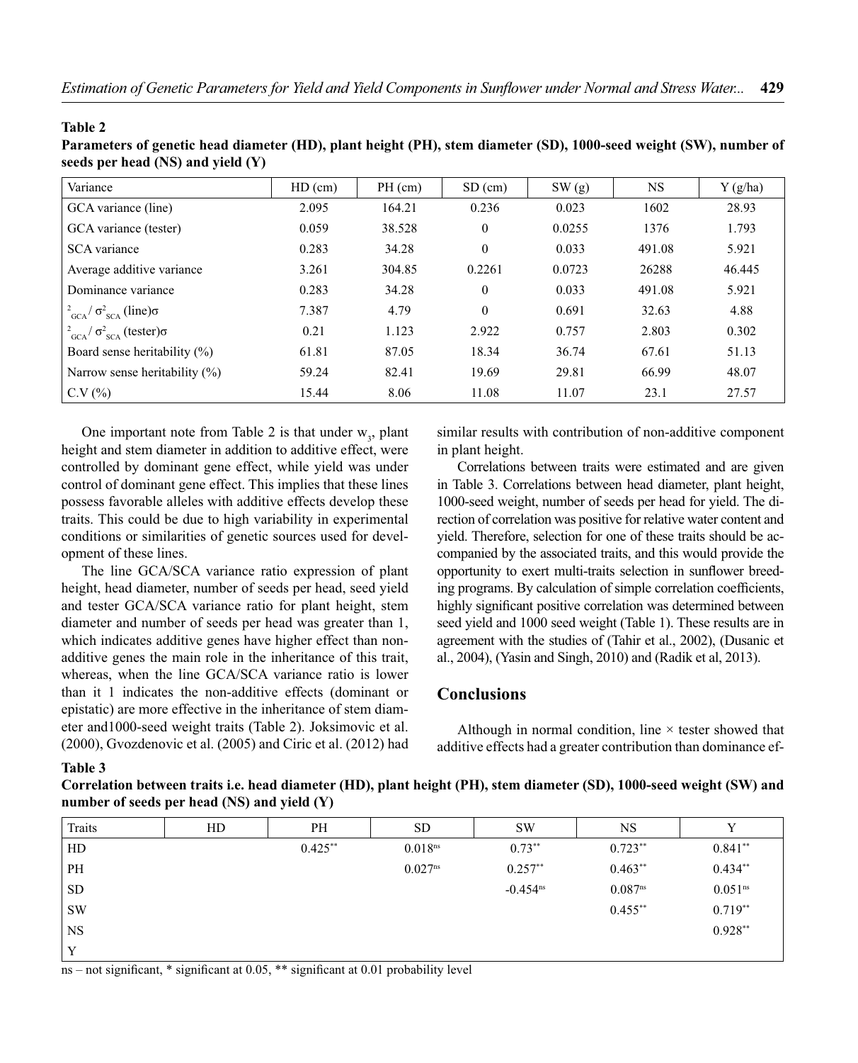**Table 2**

**Parameters of genetic head diameter (HD), plant height (PH), stem diameter (SD), 1000-seed weight (SW), number of seeds per head (NS) and yield (Y)**

| Variance | HD (cm) | PH (cm) | SD (cm) | SW (g) | NS | Y (g/ha) |
|---|---|---|---|---|---|---|
| GCA variance (line) | 2.095 | 164.21 | 0.236 | 0.023 | 1602 | 28.93 |
| GCA variance (tester) | 0.059 | 38.528 | 0 | 0.0255 | 1376 | 1.793 |
| SCA variance | 0.283 | 34.28 | 0 | 0.033 | 491.08 | 5.921 |
| Average additive variance | 3.261 | 304.85 | 0.2261 | 0.0723 | 26288 | 46.445 |
| Dominance variance | 0.283 | 34.28 | 0 | 0.033 | 491.08 | 5.921 |
| $^{2}_{GCA}/\ \sigma^{2}_{SCA}$ (line)σ | 7.387 | 4.79 | 0 | 0.691 | 32.63 | 4.88 |
| $^{2}_{GCA}/\ \sigma^{2}_{SCA}$ (tester)σ | 0.21 | 1.123 | 2.922 | 0.757 | 2.803 | 0.302 |
| Board sense heritability (%) | 61.81 | 87.05 | 18.34 | 36.74 | 67.61 | 51.13 |
| Narrow sense heritability (%) | 59.24 | 82.41 | 19.69 | 29.81 | 66.99 | 48.07 |
| C.V (%) | 15.44 | 8.06 | 11.08 | 11.07 | 23.1 | 27.57 |

One important note from Table 2 is that under $w_3$, plant height and stem diameter in addition to additive effect, were controlled by dominant gene effect, while yield was under control of dominant gene effect. This implies that these lines possess favorable alleles with additive effects develop these traits. This could be due to high variability in experimental conditions or similarities of genetic sources used for development of these lines.

The line GCA/SCA variance ratio expression of plant height, head diameter, number of seeds per head, seed yield and tester GCA/SCA variance ratio for plant height, stem diameter and number of seeds per head was greater than 1, which indicates additive genes have higher effect than non-additive genes the main role in the inheritance of this trait, whereas, when the line GCA/SCA variance ratio is lower than it 1 indicates the non-additive effects (dominant or epistatic) are more effective in the inheritance of stem diameter and1000-seed weight traits (Table 2). Joksimovic et al. (2000), Gvozdenovic et al. (2005) and Ciric et al. (2012) had similar results with contribution of non-additive component in plant height.

Correlations between traits were estimated and are given in Table 3. Correlations between head diameter, plant height, 1000-seed weight, number of seeds per head for yield. The direction of correlation was positive for relative water content and yield. Therefore, selection for one of these traits should be accompanied by the associated traits, and this would provide the opportunity to exert multi-traits selection in sunflower breeding programs. By calculation of simple correlation coefficients, highly significant positive correlation was determined between seed yield and 1000 seed weight (Table 1). These results are in agreement with the studies of (Tahir et al., 2002), (Dusanic et al., 2004), (Yasin and Singh, 2010) and (Radik et al, 2013).

## Conclusions

Although in normal condition, line × tester showed that additive effects had a greater contribution than dominance ef-

**Table 3**

**Correlation between traits i.e. head diameter (HD), plant height (PH), stem diameter (SD), 1000-seed weight (SW) and number of seeds per head (NS) and yield (Y)**

| Traits | HD | PH | SD | SW | NS | Y |
|---|---|---|---|---|---|---|
| HD | | 0.425** | 0.018ns | 0.73** | 0.723** | 0.841** |
| PH | | | 0.027ns | 0.257** | 0.463** | 0.434** |
| SD | | | | -0.454ns | 0.087ns | 0.051ns |
| SW | | | | | 0.455** | 0.719** |
| NS | | | | | | 0.928** |
| Y | | | | | | |

ns – not significant, * significant at 0.05, ** significant at 0.01 probability level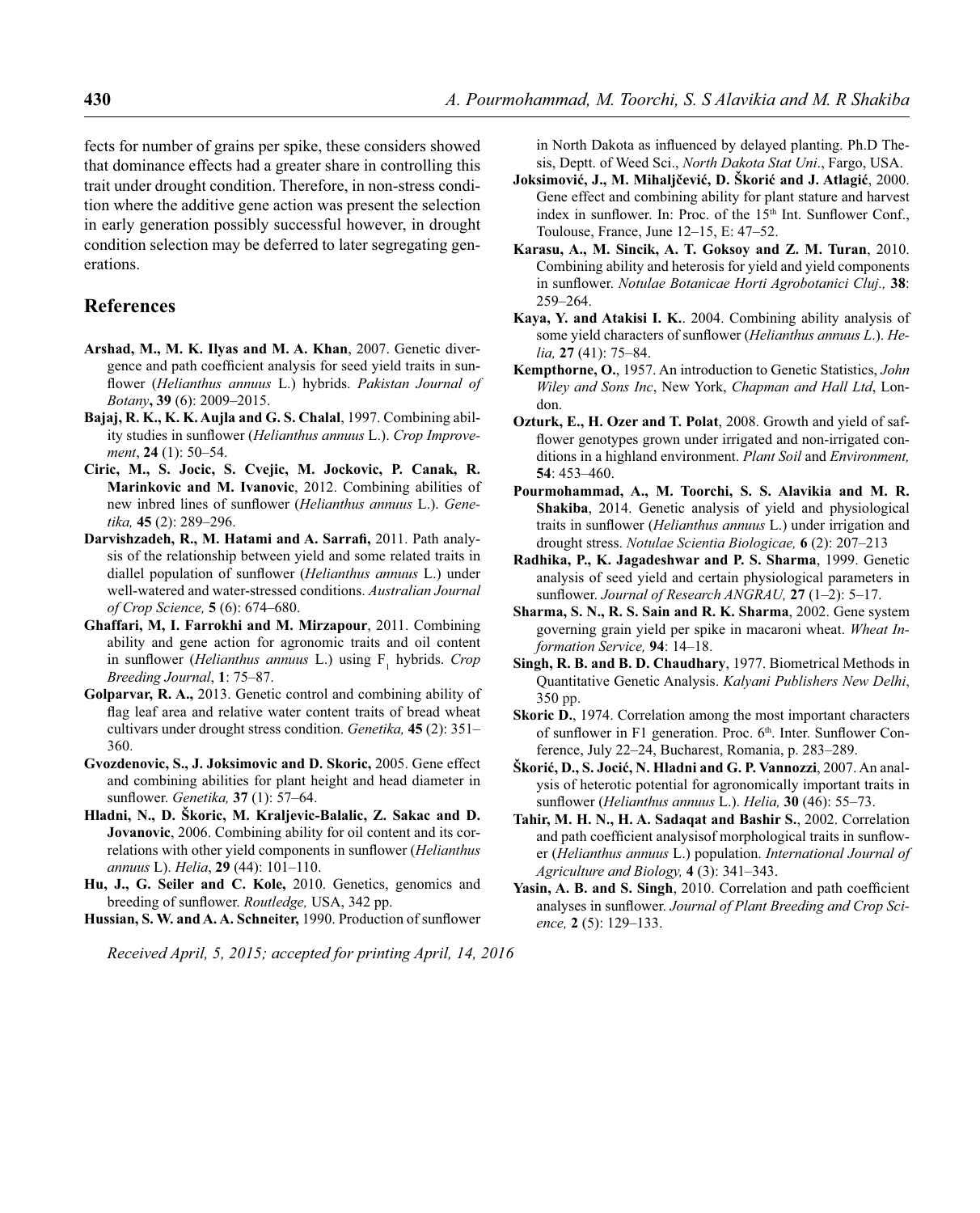fects for number of grains per spike, these considers showed that dominance effects had a greater share in controlling this trait under drought condition. Therefore, in non-stress condition where the additive gene action was present the selection in early generation possibly successful however, in drought condition selection may be deferred to later segregating generations.

## References

**Arshad, M., M. K. Ilyas and M. A. Khan**, 2007. Genetic divergence and path coefficient analysis for seed yield traits in sunflower (*Helianthus annuus* L.) hybrids. *Pakistan Journal of Botany***, 39** (6): 2009–2015.

**Bajaj, R. K., K. K. Aujla and G. S. Chalal**, 1997. Combining ability studies in sunflower (*Helianthus annuus* L.). *Crop Improvement*, **24** (1): 50–54.

**Ciric, M., S. Jocic, S. Cvejic, M. Jockovic, P. Canak, R. Marinkovic and M. Ivanovic**, 2012. Combining abilities of new inbred lines of sunflower (*Helianthus annuus* L.). *Genetika,* **45** (2): 289–296.

**Darvishzadeh, R., M. Hatami and A. Sarrafi,** 2011. Path analysis of the relationship between yield and some related traits in diallel population of sunflower (*Helianthus annuus* L.) under well-watered and water-stressed conditions. *Australian Journal of Crop Science,* **5** (6): 674–680.

**Ghaffari, M, I. Farrokhi and M. Mirzapour**, 2011. Combining ability and gene action for agronomic traits and oil content in sunflower (*Helianthus annuus* L.) using $F_1$ hybrids. *Crop Breeding Journal*, **1**: 75–87.

**Golparvar, R. A.,** 2013. Genetic control and combining ability of flag leaf area and relative water content traits of bread wheat cultivars under drought stress condition. *Genetika,* **45** (2): 351–360.

**Gvozdenovic, S., J. Joksimovic and D. Skoric,** 2005. Gene effect and combining abilities for plant height and head diameter in sunflower. *Genetika,* **37** (1): 57–64.

**Hladni, N., D. Škoric, M. Kraljevic-Balalic, Z. Sakac and D. Jovanovic**, 2006. Combining ability for oil content and its correlations with other yield components in sunflower (*Helianthus annuus* L). *Helia*, **29** (44): 101–110.

**Hu, J., G. Seiler and C. Kole,** 2010. Genetics, genomics and breeding of sunflower. *Routledge,* USA, 342 pp.

**Hussian, S. W. and A. A. Schneiter,** 1990. Production of sunflower in North Dakota as influenced by delayed planting. Ph.D Thesis, Deptt. of Weed Sci., *North Dakota Stat Uni*., Fargo, USA.

**Joksimović, J., M. Mihaljčević, D. Škorić and J. Atlagić**, 2000. Gene effect and combining ability for plant stature and harvest index in sunflower. In: Proc. of the 15th Int. Sunflower Conf., Toulouse, France, June 12–15, E: 47–52.

**Karasu, A., M. Sincik, A. T. Goksoy and Z. M. Turan**, 2010. Combining ability and heterosis for yield and yield components in sunflower. *Notulae Botanicae Horti Agrobotanici Cluj.,* **38**: 259–264.

**Kaya, Y. and Atakisi I. K.**. 2004. Combining ability analysis of some yield characters of sunflower (*Helianthus annuus L*.). *Helia,* **27** (41): 75–84.

**Kempthorne, O.**, 1957. An introduction to Genetic Statistics, *John Wiley and Sons Inc*, New York, *Chapman and Hall Ltd*, London.

**Ozturk, E., H. Ozer and T. Polat**, 2008. Growth and yield of safflower genotypes grown under irrigated and non-irrigated conditions in a highland environment. *Plant Soil* and *Environment,* **54**: 453–460.

**Pourmohammad, A., M. Toorchi, S. S. Alavikia and M. R. Shakiba**, 2014. Genetic analysis of yield and physiological traits in sunflower (*Helianthus annuus* L.) under irrigation and drought stress. *Notulae Scientia Biologicae,* **6** (2): 207–213

**Radhika, P., K. Jagadeshwar and P. S. Sharma**, 1999. Genetic analysis of seed yield and certain physiological parameters in sunflower. *Journal of Research ANGRAU,* **27** (1–2): 5–17.

**Sharma, S. N., R. S. Sain and R. K. Sharma**, 2002. Gene system governing grain yield per spike in macaroni wheat. *Wheat Information Service,* **94**: 14–18.

**Singh, R. B. and B. D. Chaudhary**, 1977. Biometrical Methods in Quantitative Genetic Analysis. *Kalyani Publishers New Delhi*, 350 pp.

**Skoric D.**, 1974. Correlation among the most important characters of sunflower in F1 generation. Proc. 6th. Inter. Sunflower Conference, July 22–24, Bucharest, Romania, p. 283–289.

**Škorić, D., S. Jocić, N. Hladni and G. P. Vannozzi**, 2007. An analysis of heterotic potential for agronomically important traits in sunflower (*Helianthus annuus* L.). *Helia,* **30** (46): 55–73.

**Tahir, M. H. N., H. A. Sadaqat and Bashir S.**, 2002. Correlation and path coefficient analysisof morphological traits in sunflower (*Helianthus annuus* L.) population. *International Journal of Agriculture and Biology,* **4** (3): 341–343.

**Yasin, A. B. and S. Singh**, 2010. Correlation and path coefficient analyses in sunflower. *Journal of Plant Breeding and Crop Science,* **2** (5): 129–133.

*Received April, 5, 2015; accepted for printing April, 14, 2016*